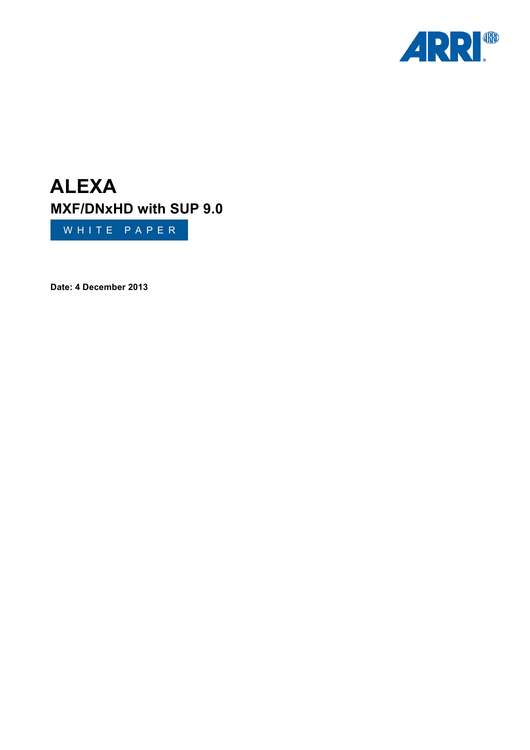# ALEXA

## MXF/DNxHD with SUP 9.0

WHITE PAPER

**Date: 4 December 2013**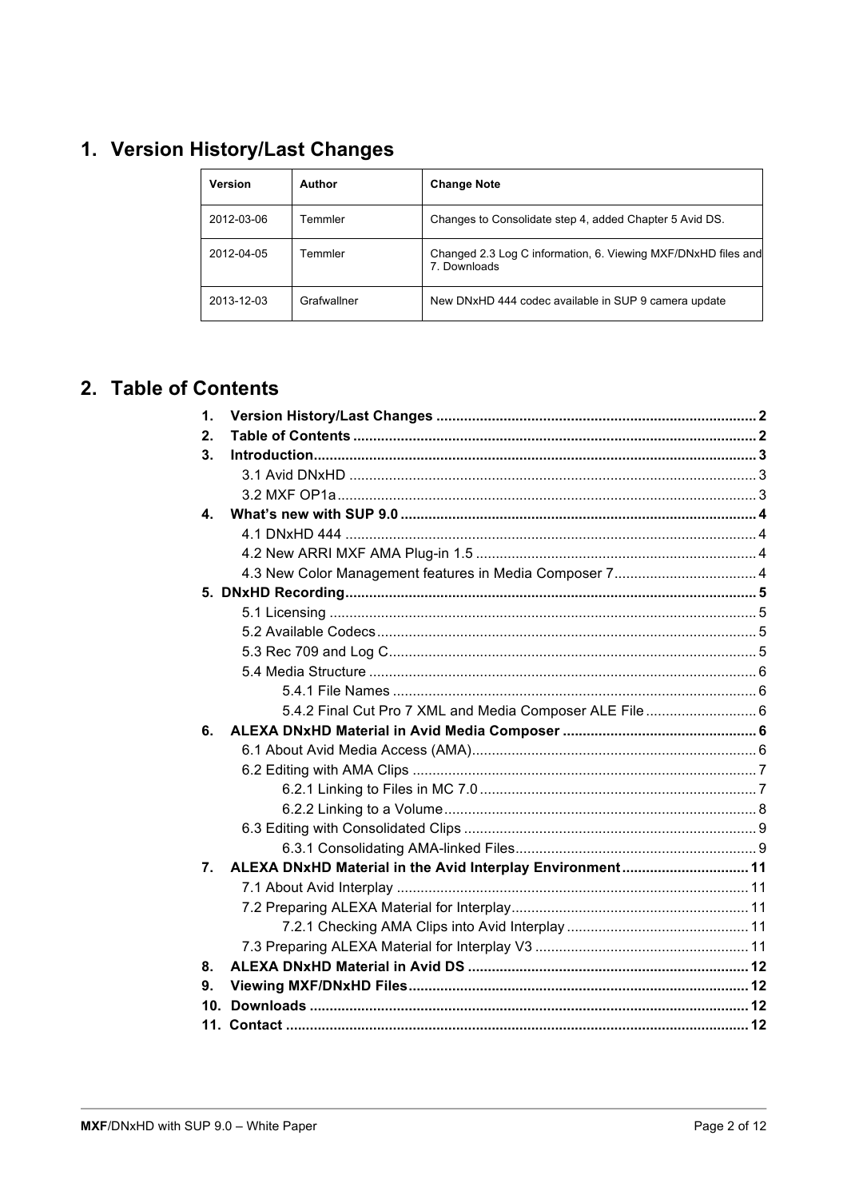# 1. Version History/Last Changes

| Version | Author | Change Note |
|---|---|---|
| 2012-03-06 | Temmler | Changes to Consolidate step 4, added Chapter 5 Avid DS. |
| 2012-04-05 | Temmler | Changed 2.3 Log C information, 6. Viewing MXF/DNxHD files and 7. Downloads |
| 2013-12-03 | Grafwallner | New DNxHD 444 codec available in SUP 9 camera update |

# 2. Table of Contents

**1. Version History/Last Changes** .......... **2**
**2. Table of Contents** .......... **2**
**3. Introduction** .......... **3**
- 3.1 Avid DNxHD .......... 3
- 3.2 MXF OP1a .......... 3

**4. What's new with SUP 9.0** .......... **4**
- 4.1 DNxHD 444 .......... 4
- 4.2 New ARRI MXF AMA Plug-in 1.5 .......... 4
- 4.3 New Color Management features in Media Composer 7 .......... 4

**5. DNxHD Recording** .......... **5**
- 5.1 Licensing .......... 5
- 5.2 Available Codecs .......... 5
- 5.3 Rec 709 and Log C .......... 5
- 5.4 Media Structure .......... 6
  - 5.4.1 File Names .......... 6
  - 5.4.2 Final Cut Pro 7 XML and Media Composer ALE File .......... 6

**6. ALEXA DNxHD Material in Avid Media Composer** .......... **6**
- 6.1 About Avid Media Access (AMA) .......... 6
- 6.2 Editing with AMA Clips .......... 7
  - 6.2.1 Linking to Files in MC 7.0 .......... 7
  - 6.2.2 Linking to a Volume .......... 8
- 6.3 Editing with Consolidated Clips .......... 9
  - 6.3.1 Consolidating AMA-linked Files .......... 9

**7. ALEXA DNxHD Material in the Avid Interplay Environment** .......... **11**
- 7.1 About Avid Interplay .......... 11
- 7.2 Preparing ALEXA Material for Interplay .......... 11
  - 7.2.1 Checking AMA Clips into Avid Interplay .......... 11
- 7.3 Preparing ALEXA Material for Interplay V3 .......... 11

**8. ALEXA DNxHD Material in Avid DS** .......... **12**
**9. Viewing MXF/DNxHD Files** .......... **12**
**10. Downloads** .......... **12**
**11. Contact** .......... **12**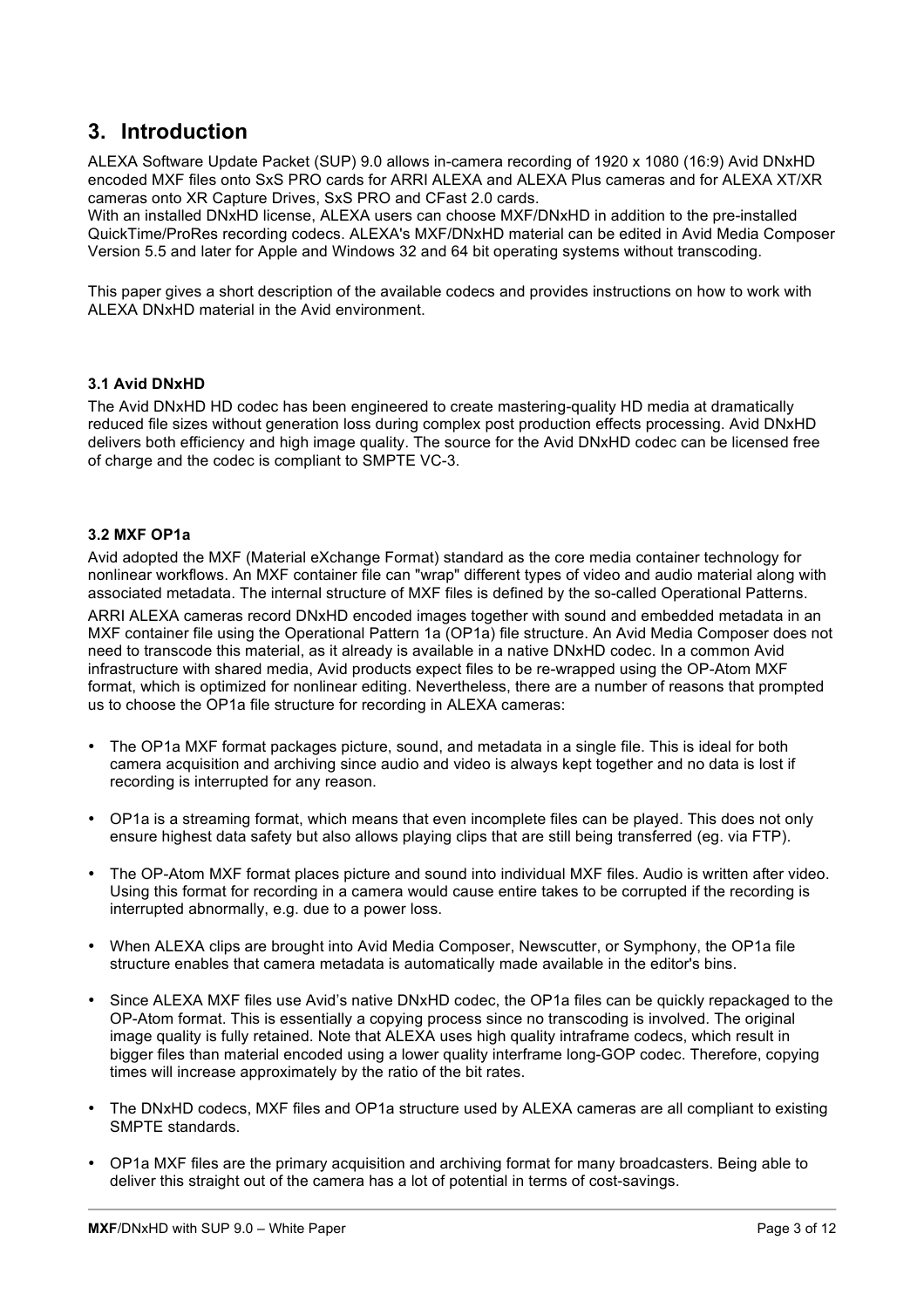# 3. Introduction

ALEXA Software Update Packet (SUP) 9.0 allows in-camera recording of 1920 x 1080 (16:9) Avid DNxHD encoded MXF files onto SxS PRO cards for ARRI ALEXA and ALEXA Plus cameras and for ALEXA XT/XR cameras onto XR Capture Drives, SxS PRO and CFast 2.0 cards.
With an installed DNxHD license, ALEXA users can choose MXF/DNxHD in addition to the pre-installed QuickTime/ProRes recording codecs. ALEXA's MXF/DNxHD material can be edited in Avid Media Composer Version 5.5 and later for Apple and Windows 32 and 64 bit operating systems without transcoding.

This paper gives a short description of the available codecs and provides instructions on how to work with ALEXA DNxHD material in the Avid environment.

### 3.1 Avid DNxHD

The Avid DNxHD HD codec has been engineered to create mastering-quality HD media at dramatically reduced file sizes without generation loss during complex post production effects processing. Avid DNxHD delivers both efficiency and high image quality. The source for the Avid DNxHD codec can be licensed free of charge and the codec is compliant to SMPTE VC-3.

### 3.2 MXF OP1a

Avid adopted the MXF (Material eXchange Format) standard as the core media container technology for nonlinear workflows. An MXF container file can "wrap" different types of video and audio material along with associated metadata. The internal structure of MXF files is defined by the so-called Operational Patterns.

ARRI ALEXA cameras record DNxHD encoded images together with sound and embedded metadata in an MXF container file using the Operational Pattern 1a (OP1a) file structure. An Avid Media Composer does not need to transcode this material, as it already is available in a native DNxHD codec. In a common Avid infrastructure with shared media, Avid products expect files to be re-wrapped using the OP-Atom MXF format, which is optimized for nonlinear editing. Nevertheless, there are a number of reasons that prompted us to choose the OP1a file structure for recording in ALEXA cameras:

- The OP1a MXF format packages picture, sound, and metadata in a single file. This is ideal for both camera acquisition and archiving since audio and video is always kept together and no data is lost if recording is interrupted for any reason.
- OP1a is a streaming format, which means that even incomplete files can be played. This does not only ensure highest data safety but also allows playing clips that are still being transferred (eg. via FTP).
- The OP-Atom MXF format places picture and sound into individual MXF files. Audio is written after video. Using this format for recording in a camera would cause entire takes to be corrupted if the recording is interrupted abnormally, e.g. due to a power loss.
- When ALEXA clips are brought into Avid Media Composer, Newscutter, or Symphony, the OP1a file structure enables that camera metadata is automatically made available in the editor's bins.
- Since ALEXA MXF files use Avid's native DNxHD codec, the OP1a files can be quickly repackaged to the OP-Atom format. This is essentially a copying process since no transcoding is involved. The original image quality is fully retained. Note that ALEXA uses high quality intraframe codecs, which result in bigger files than material encoded using a lower quality interframe long-GOP codec. Therefore, copying times will increase approximately by the ratio of the bit rates.
- The DNxHD codecs, MXF files and OP1a structure used by ALEXA cameras are all compliant to existing SMPTE standards.
- OP1a MXF files are the primary acquisition and archiving format for many broadcasters. Being able to deliver this straight out of the camera has a lot of potential in terms of cost-savings.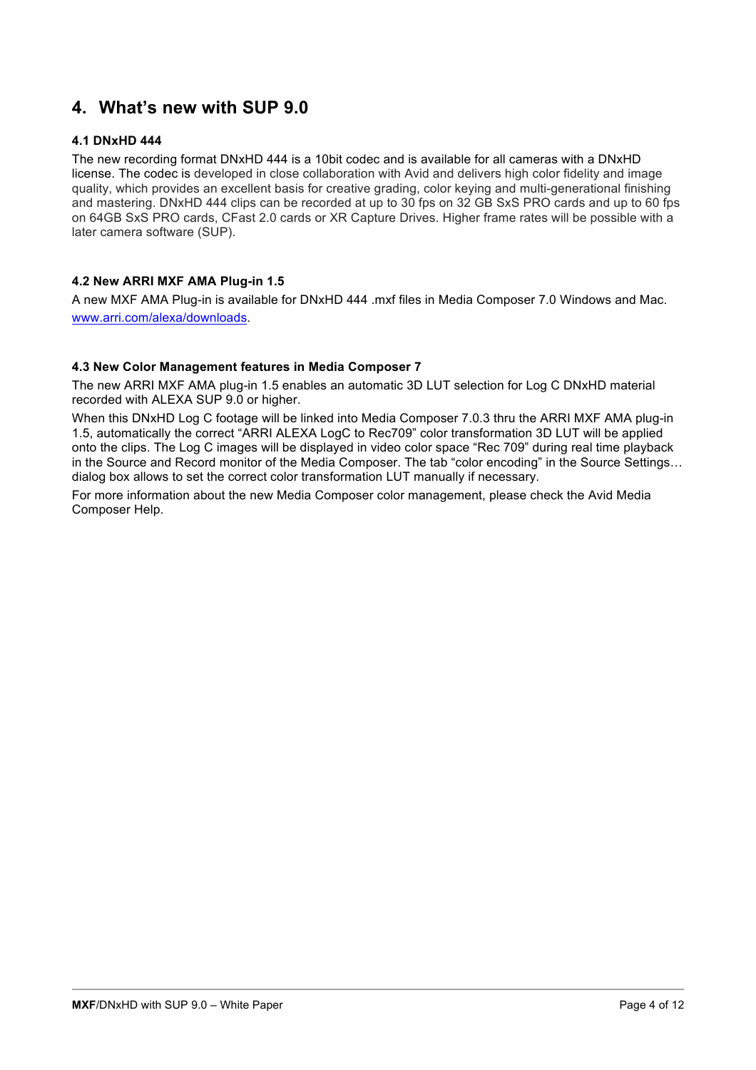# 4. What's new with SUP 9.0

### 4.1 DNxHD 444

The new recording format DNxHD 444 is a 10bit codec and is available for all cameras with a DNxHD license. The codec is developed in close collaboration with Avid and delivers high color fidelity and image quality, which provides an excellent basis for creative grading, color keying and multi-generational finishing and mastering. DNxHD 444 clips can be recorded at up to 30 fps on 32 GB SxS PRO cards and up to 60 fps on 64GB SxS PRO cards, CFast 2.0 cards or XR Capture Drives. Higher frame rates will be possible with a later camera software (SUP).

### 4.2 New ARRI MXF AMA Plug-in 1.5

A new MXF AMA Plug-in is available for DNxHD 444 .mxf files in Media Composer 7.0 Windows and Mac. [www.arri.com/alexa/downloads](http://www.arri.com/alexa/downloads).

### 4.3 New Color Management features in Media Composer 7

The new ARRI MXF AMA plug-in 1.5 enables an automatic 3D LUT selection for Log C DNxHD material recorded with ALEXA SUP 9.0 or higher.

When this DNxHD Log C footage will be linked into Media Composer 7.0.3 thru the ARRI MXF AMA plug-in 1.5, automatically the correct "ARRI ALEXA LogC to Rec709" color transformation 3D LUT will be applied onto the clips. The Log C images will be displayed in video color space "Rec 709" during real time playback in the Source and Record monitor of the Media Composer. The tab "color encoding" in the Source Settings… dialog box allows to set the correct color transformation LUT manually if necessary.

For more information about the new Media Composer color management, please check the Avid Media Composer Help.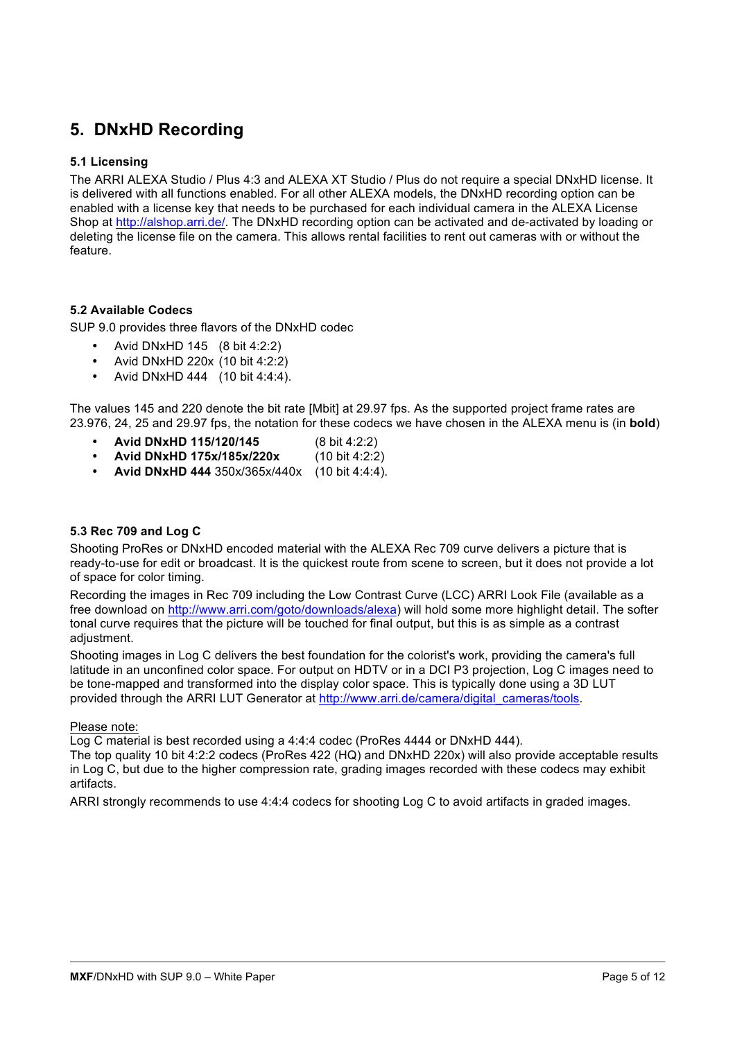# 5. DNxHD Recording

### 5.1 Licensing

The ARRI ALEXA Studio / Plus 4:3 and ALEXA XT Studio / Plus do not require a special DNxHD license. It is delivered with all functions enabled. For all other ALEXA models, the DNxHD recording option can be enabled with a license key that needs to be purchased for each individual camera in the ALEXA License Shop at http://alshop.arri.de/. The DNxHD recording option can be activated and de-activated by loading or deleting the license file on the camera. This allows rental facilities to rent out cameras with or without the feature.

### 5.2 Available Codecs

SUP 9.0 provides three flavors of the DNxHD codec

- Avid DNxHD 145 (8 bit 4:2:2)
- Avid DNxHD 220x (10 bit 4:2:2)
- Avid DNxHD 444 (10 bit 4:4:4).

The values 145 and 220 denote the bit rate [Mbit] at 29.97 fps. As the supported project frame rates are 23.976, 24, 25 and 29.97 fps, the notation for these codecs we have chosen in the ALEXA menu is (in **bold**)

- **Avid DNxHD 115/120/145** (8 bit 4:2:2)
- **Avid DNxHD 175x/185x/220x** (10 bit 4:2:2)
- **Avid DNxHD 444** 350x/365x/440x (10 bit 4:4:4).

### 5.3 Rec 709 and Log C

Shooting ProRes or DNxHD encoded material with the ALEXA Rec 709 curve delivers a picture that is ready-to-use for edit or broadcast. It is the quickest route from scene to screen, but it does not provide a lot of space for color timing.

Recording the images in Rec 709 including the Low Contrast Curve (LCC) ARRI Look File (available as a free download on http://www.arri.com/goto/downloads/alexa) will hold some more highlight detail. The softer tonal curve requires that the picture will be touched for final output, but this is as simple as a contrast adjustment.

Shooting images in Log C delivers the best foundation for the colorist's work, providing the camera's full latitude in an unconfined color space. For output on HDTV or in a DCI P3 projection, Log C images need to be tone-mapped and transformed into the display color space. This is typically done using a 3D LUT provided through the ARRI LUT Generator at http://www.arri.de/camera/digital_cameras/tools.

Please note:
Log C material is best recorded using a 4:4:4 codec (ProRes 4444 or DNxHD 444).
The top quality 10 bit 4:2:2 codecs (ProRes 422 (HQ) and DNxHD 220x) will also provide acceptable results in Log C, but due to the higher compression rate, grading images recorded with these codecs may exhibit artifacts.

ARRI strongly recommends to use 4:4:4 codecs for shooting Log C to avoid artifacts in graded images.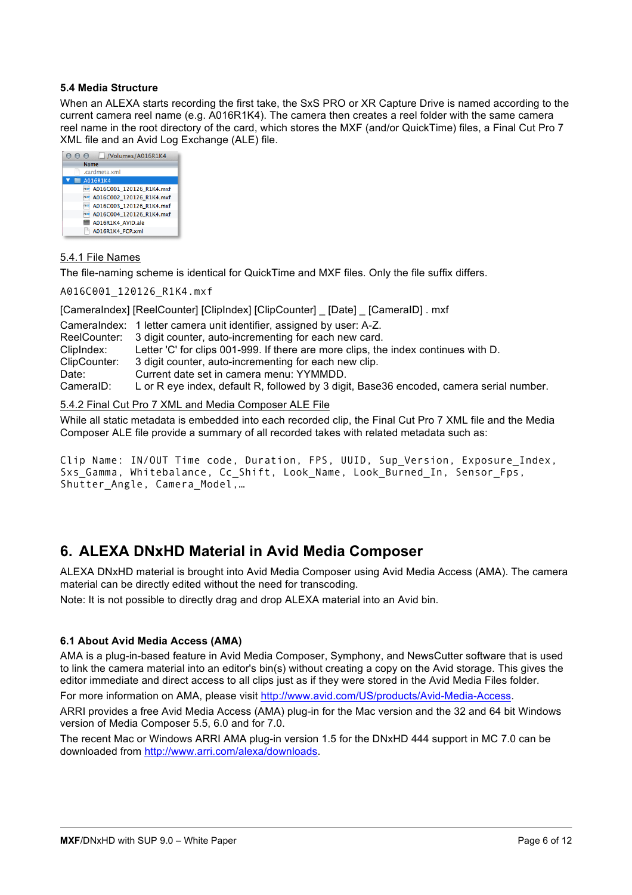### 5.4 Media Structure

When an ALEXA starts recording the first take, the SxS PRO or XR Capture Drive is named according to the current camera reel name (e.g. A016R1K4). The camera then creates a reel folder with the same camera reel name in the root directory of the card, which stores the MXF (and/or QuickTime) files, a Final Cut Pro 7 XML file and an Avid Log Exchange (ALE) file.

#### 5.4.1 File Names

The file-naming scheme is identical for QuickTime and MXF files. Only the file suffix differs.

```
A016C001_120126_R1K4.mxf
```

[CameraIndex] [ReelCounter] [ClipIndex] [ClipCounter] _ [Date] _ [CameraID] . mxf

| | |
|---|---|
| CameraIndex: | 1 letter camera unit identifier, assigned by user: A-Z. |
| ReelCounter: | 3 digit counter, auto-incrementing for each new card. |
| ClipIndex: | Letter 'C' for clips 001-999. If there are more clips, the index continues with D. |
| ClipCounter: | 3 digit counter, auto-incrementing for each new clip. |
| Date: | Current date set in camera menu: YYMMDD. |
| CameraID: | L or R eye index, default R, followed by 3 digit, Base36 encoded, camera serial number. |

#### 5.4.2 Final Cut Pro 7 XML and Media Composer ALE File

While all static metadata is embedded into each recorded clip, the Final Cut Pro 7 XML file and the Media Composer ALE file provide a summary of all recorded takes with related metadata such as:

```
Clip Name: IN/OUT Time code, Duration, FPS, UUID, Sup_Version, Exposure_Index,
Sxs_Gamma, Whitebalance, Cc_Shift, Look_Name, Look_Burned_In, Sensor_Fps,
Shutter_Angle, Camera_Model,…
```

# 6. ALEXA DNxHD Material in Avid Media Composer

ALEXA DNxHD material is brought into Avid Media Composer using Avid Media Access (AMA). The camera material can be directly edited without the need for transcoding.

Note: It is not possible to directly drag and drop ALEXA material into an Avid bin.

### 6.1 About Avid Media Access (AMA)

AMA is a plug-in-based feature in Avid Media Composer, Symphony, and NewsCutter software that is used to link the camera material into an editor's bin(s) without creating a copy on the Avid storage. This gives the editor immediate and direct access to all clips just as if they were stored in the Avid Media Files folder.

For more information on AMA, please visit http://www.avid.com/US/products/Avid-Media-Access.

ARRI provides a free Avid Media Access (AMA) plug-in for the Mac version and the 32 and 64 bit Windows version of Media Composer 5.5, 6.0 and for 7.0.

The recent Mac or Windows ARRI AMA plug-in version 1.5 for the DNxHD 444 support in MC 7.0 can be downloaded from http://www.arri.com/alexa/downloads.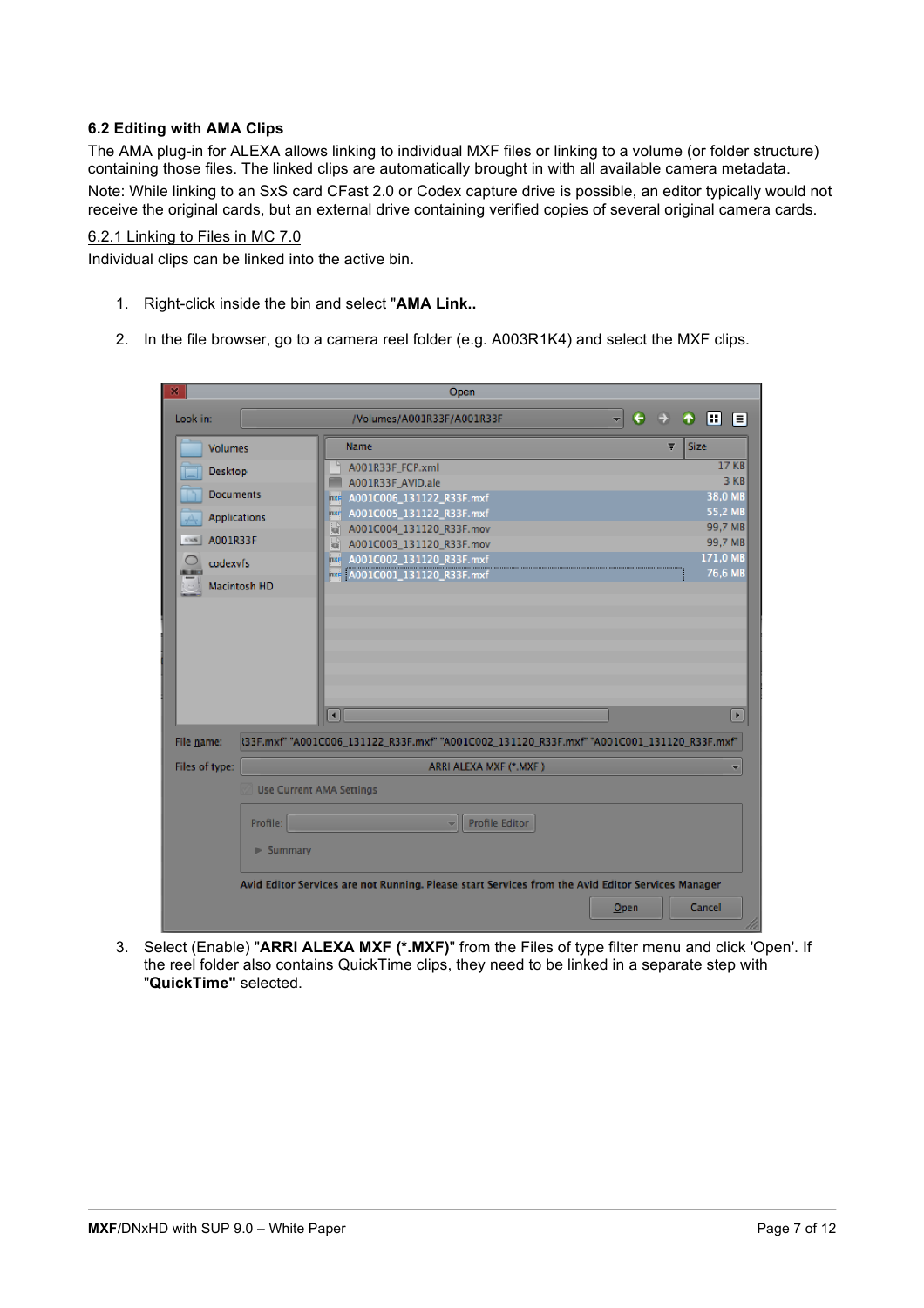### 6.2 Editing with AMA Clips

The AMA plug-in for ALEXA allows linking to individual MXF files or linking to a volume (or folder structure) containing those files. The linked clips are automatically brought in with all available camera metadata.

Note: While linking to an SxS card CFast 2.0 or Codex capture drive is possible, an editor typically would not receive the original cards, but an external drive containing verified copies of several original camera cards.

6.2.1 Linking to Files in MC 7.0

Individual clips can be linked into the active bin.

1. Right-click inside the bin and select "**AMA Link..**
2. In the file browser, go to a camera reel folder (e.g. A003R1K4) and select the MXF clips.
3. Select (Enable) "**ARRI ALEXA MXF (*.MXF)**" from the Files of type filter menu and click 'Open'. If the reel folder also contains QuickTime clips, they need to be linked in a separate step with "**QuickTime"** selected.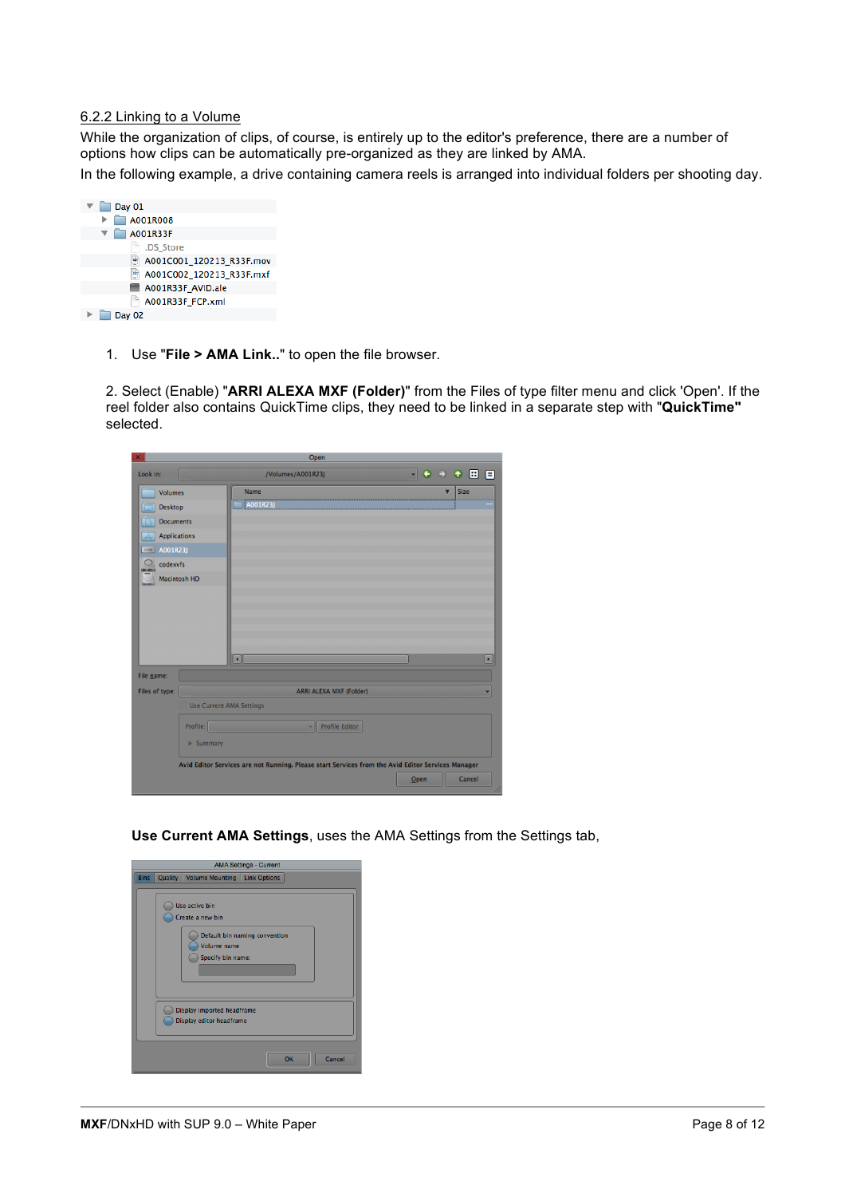### 6.2.2 Linking to a Volume

While the organization of clips, of course, is entirely up to the editor's preference, there are a number of options how clips can be automatically pre-organized as they are linked by AMA.

In the following example, a drive containing camera reels is arranged into individual folders per shooting day.

1. Use "**File > AMA Link..**" to open the file browser.

2. Select (Enable) "**ARRI ALEXA MXF (Folder)**" from the Files of type filter menu and click 'Open'. If the reel folder also contains QuickTime clips, they need to be linked in a separate step with "**QuickTime"** selected.

**Use Current AMA Settings**, uses the AMA Settings from the Settings tab,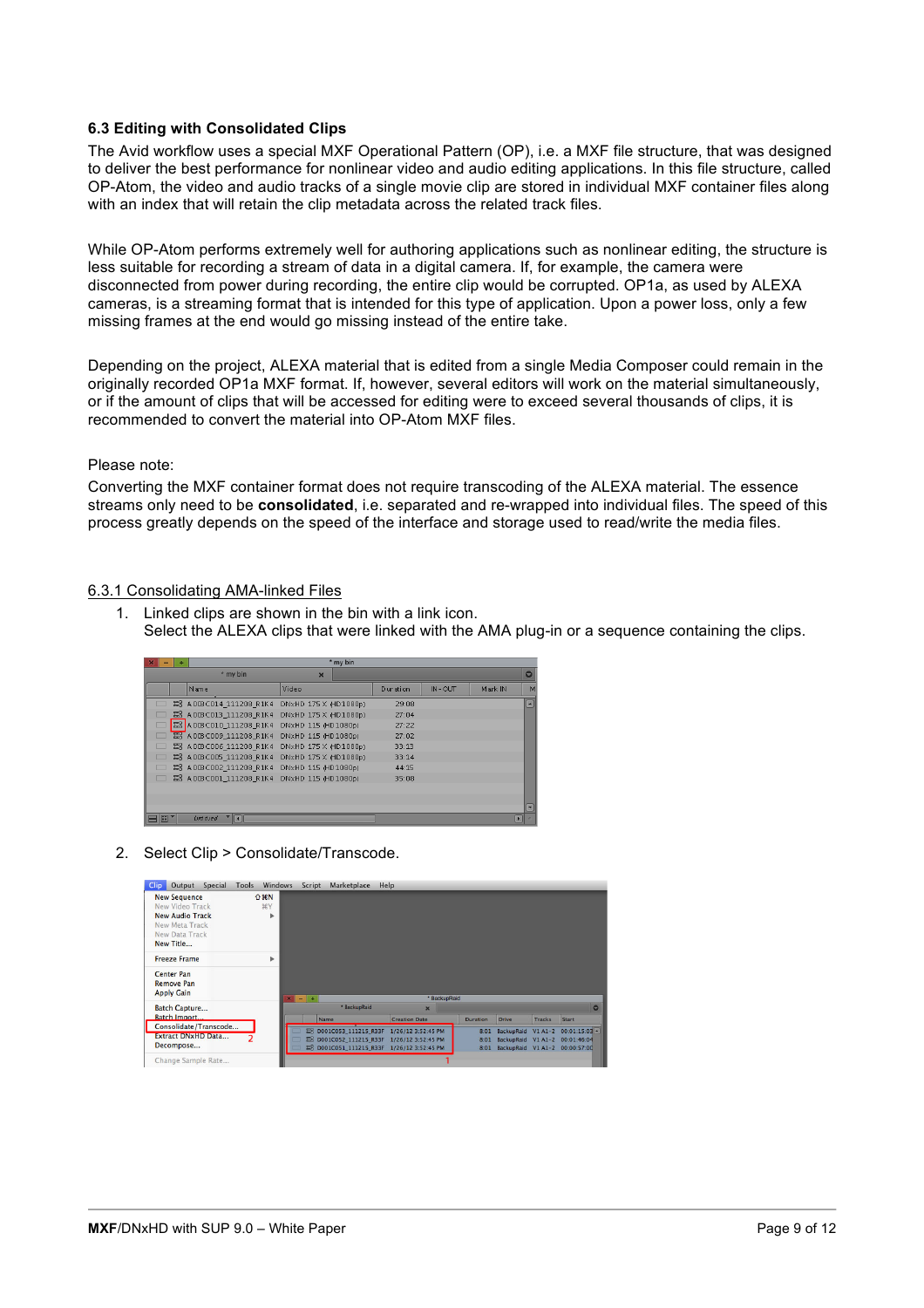### 6.3 Editing with Consolidated Clips

The Avid workflow uses a special MXF Operational Pattern (OP), i.e. a MXF file structure, that was designed to deliver the best performance for nonlinear video and audio editing applications. In this file structure, called OP-Atom, the video and audio tracks of a single movie clip are stored in individual MXF container files along with an index that will retain the clip metadata across the related track files.

While OP-Atom performs extremely well for authoring applications such as nonlinear editing, the structure is less suitable for recording a stream of data in a digital camera. If, for example, the camera were disconnected from power during recording, the entire clip would be corrupted. OP1a, as used by ALEXA cameras, is a streaming format that is intended for this type of application. Upon a power loss, only a few missing frames at the end would go missing instead of the entire take.

Depending on the project, ALEXA material that is edited from a single Media Composer could remain in the originally recorded OP1a MXF format. If, however, several editors will work on the material simultaneously, or if the amount of clips that will be accessed for editing were to exceed several thousands of clips, it is recommended to convert the material into OP-Atom MXF files.

Please note:
Converting the MXF container format does not require transcoding of the ALEXA material. The essence streams only need to be **consolidated**, i.e. separated and re-wrapped into individual files. The speed of this process greatly depends on the speed of the interface and storage used to read/write the media files.

#### 6.3.1 Consolidating AMA-linked Files

1. Linked clips are shown in the bin with a link icon.
   Select the ALEXA clips that were linked with the AMA plug-in or a sequence containing the clips.

2. Select Clip > Consolidate/Transcode.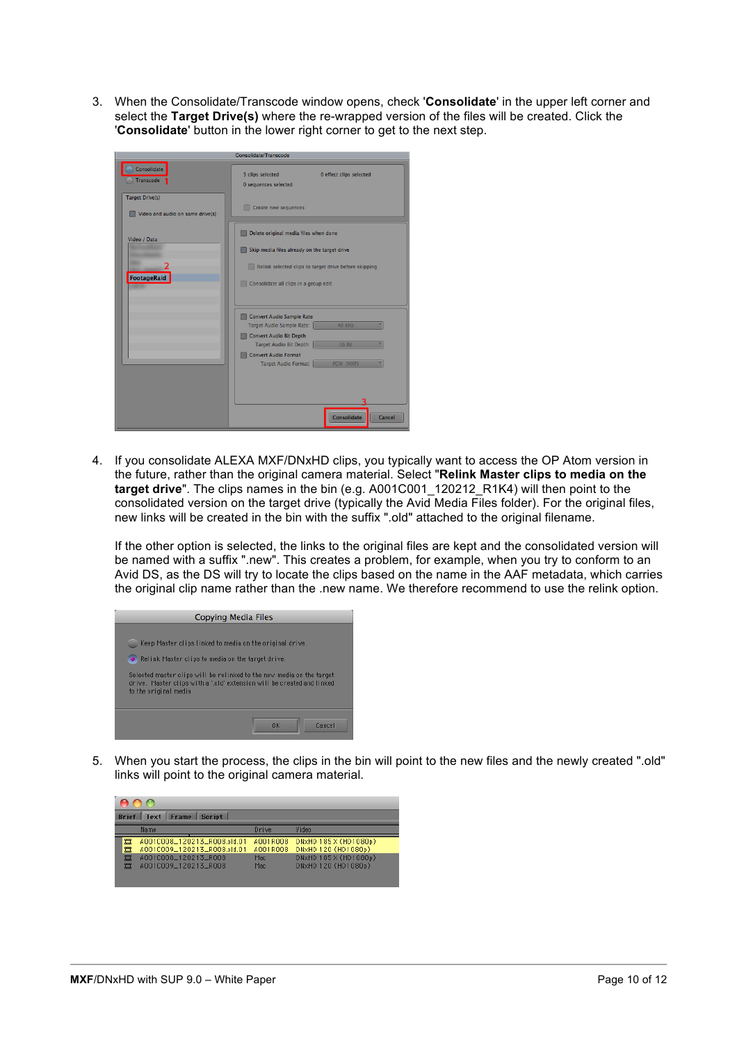3. When the Consolidate/Transcode window opens, check '**Consolidate**' in the upper left corner and select the **Target Drive(s)** where the re-wrapped version of the files will be created. Click the '**Consolidate**' button in the lower right corner to get to the next step.

4. If you consolidate ALEXA MXF/DNxHD clips, you typically want to access the OP Atom version in the future, rather than the original camera material. Select "**Relink Master clips to media on the target drive**". The clips names in the bin (e.g. A001C001_120212_R1K4) will then point to the consolidated version on the target drive (typically the Avid Media Files folder). For the original files, new links will be created in the bin with the suffix ".old" attached to the original filename.

   If the other option is selected, the links to the original files are kept and the consolidated version will be named with a suffix ".new". This creates a problem, for example, when you try to conform to an Avid DS, as the DS will try to locate the clips based on the name in the AAF metadata, which carries the original clip name rather than the .new name. We therefore recommend to use the relink option.

5. When you start the process, the clips in the bin will point to the new files and the newly created ".old" links will point to the original camera material.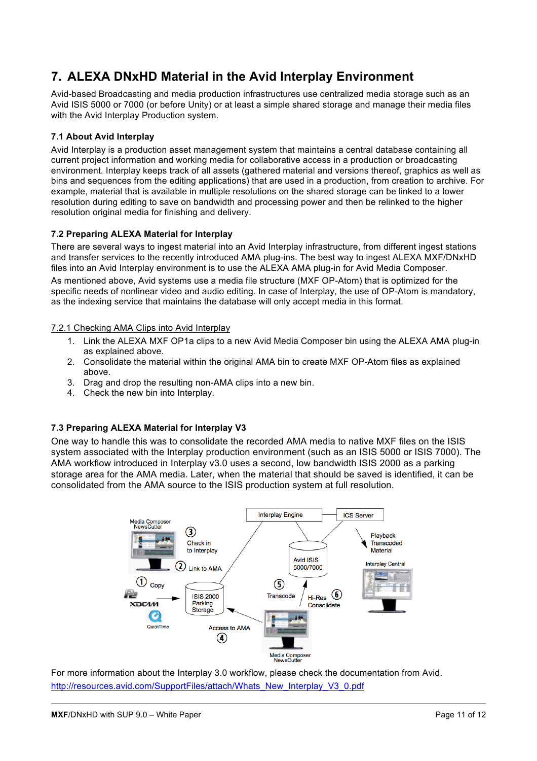# 7. ALEXA DNxHD Material in the Avid Interplay Environment

Avid-based Broadcasting and media production infrastructures use centralized media storage such as an Avid ISIS 5000 or 7000 (or before Unity) or at least a simple shared storage and manage their media files with the Avid Interplay Production system.

### 7.1 About Avid Interplay

Avid Interplay is a production asset management system that maintains a central database containing all current project information and working media for collaborative access in a production or broadcasting environment. Interplay keeps track of all assets (gathered material and versions thereof, graphics as well as bins and sequences from the editing applications) that are used in a production, from creation to archive. For example, material that is available in multiple resolutions on the shared storage can be linked to a lower resolution during editing to save on bandwidth and processing power and then be relinked to the higher resolution original media for finishing and delivery.

### 7.2 Preparing ALEXA Material for Interplay

There are several ways to ingest material into an Avid Interplay infrastructure, from different ingest stations and transfer services to the recently introduced AMA plug-ins. The best way to ingest ALEXA MXF/DNxHD files into an Avid Interplay environment is to use the ALEXA AMA plug-in for Avid Media Composer.

As mentioned above, Avid systems use a media file structure (MXF OP-Atom) that is optimized for the specific needs of nonlinear video and audio editing. In case of Interplay, the use of OP-Atom is mandatory, as the indexing service that maintains the database will only accept media in this format.

#### 7.2.1 Checking AMA Clips into Avid Interplay

1. Link the ALEXA MXF OP1a clips to a new Avid Media Composer bin using the ALEXA AMA plug-in as explained above.
2. Consolidate the material within the original AMA bin to create MXF OP-Atom files as explained above.
3. Drag and drop the resulting non-AMA clips into a new bin.
4. Check the new bin into Interplay.

### 7.3 Preparing ALEXA Material for Interplay V3

One way to handle this was to consolidate the recorded AMA media to native MXF files on the ISIS system associated with the Interplay production environment (such as an ISIS 5000 or ISIS 7000). The AMA workflow introduced in Interplay v3.0 uses a second, low bandwidth ISIS 2000 as a parking storage area for the AMA media. Later, when the material that should be saved is identified, it can be consolidated from the AMA source to the ISIS production system at full resolution.

For more information about the Interplay 3.0 workflow, please check the documentation from Avid.
http://resources.avid.com/SupportFiles/attach/Whats_New_Interplay_V3_0.pdf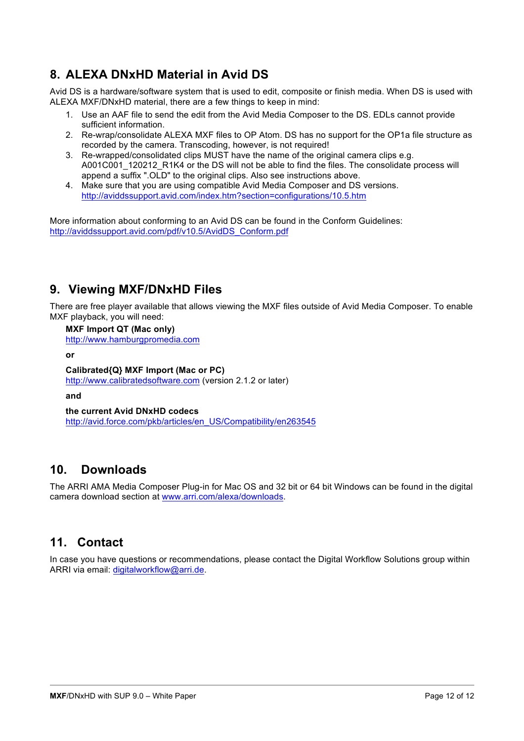## 8. ALEXA DNxHD Material in Avid DS

Avid DS is a hardware/software system that is used to edit, composite or finish media. When DS is used with ALEXA MXF/DNxHD material, there are a few things to keep in mind:

1. Use an AAF file to send the edit from the Avid Media Composer to the DS. EDLs cannot provide sufficient information.
2. Re-wrap/consolidate ALEXA MXF files to OP Atom. DS has no support for the OP1a file structure as recorded by the camera. Transcoding, however, is not required!
3. Re-wrapped/consolidated clips MUST have the name of the original camera clips e.g. A001C001_120212_R1K4 or the DS will not be able to find the files. The consolidate process will append a suffix ".OLD" to the original clips. Also see instructions above.
4. Make sure that you are using compatible Avid Media Composer and DS versions. http://aviddssupport.avid.com/index.htm?section=configurations/10.5.htm

More information about conforming to an Avid DS can be found in the Conform Guidelines: http://aviddssupport.avid.com/pdf/v10.5/AvidDS_Conform.pdf

## 9. Viewing MXF/DNxHD Files

There are free player available that allows viewing the MXF files outside of Avid Media Composer. To enable MXF playback, you will need:

**MXF Import QT (Mac only)**
http://www.hamburgpromedia.com

**or**

**Calibrated{Q} MXF Import (Mac or PC)**
http://www.calibratedsoftware.com (version 2.1.2 or later)

**and**

**the current Avid DNxHD codecs**
http://avid.force.com/pkb/articles/en_US/Compatibility/en263545

## 10. Downloads

The ARRI AMA Media Composer Plug-in for Mac OS and 32 bit or 64 bit Windows can be found in the digital camera download section at www.arri.com/alexa/downloads.

## 11. Contact

In case you have questions or recommendations, please contact the Digital Workflow Solutions group within ARRI via email: digitalworkflow@arri.de.